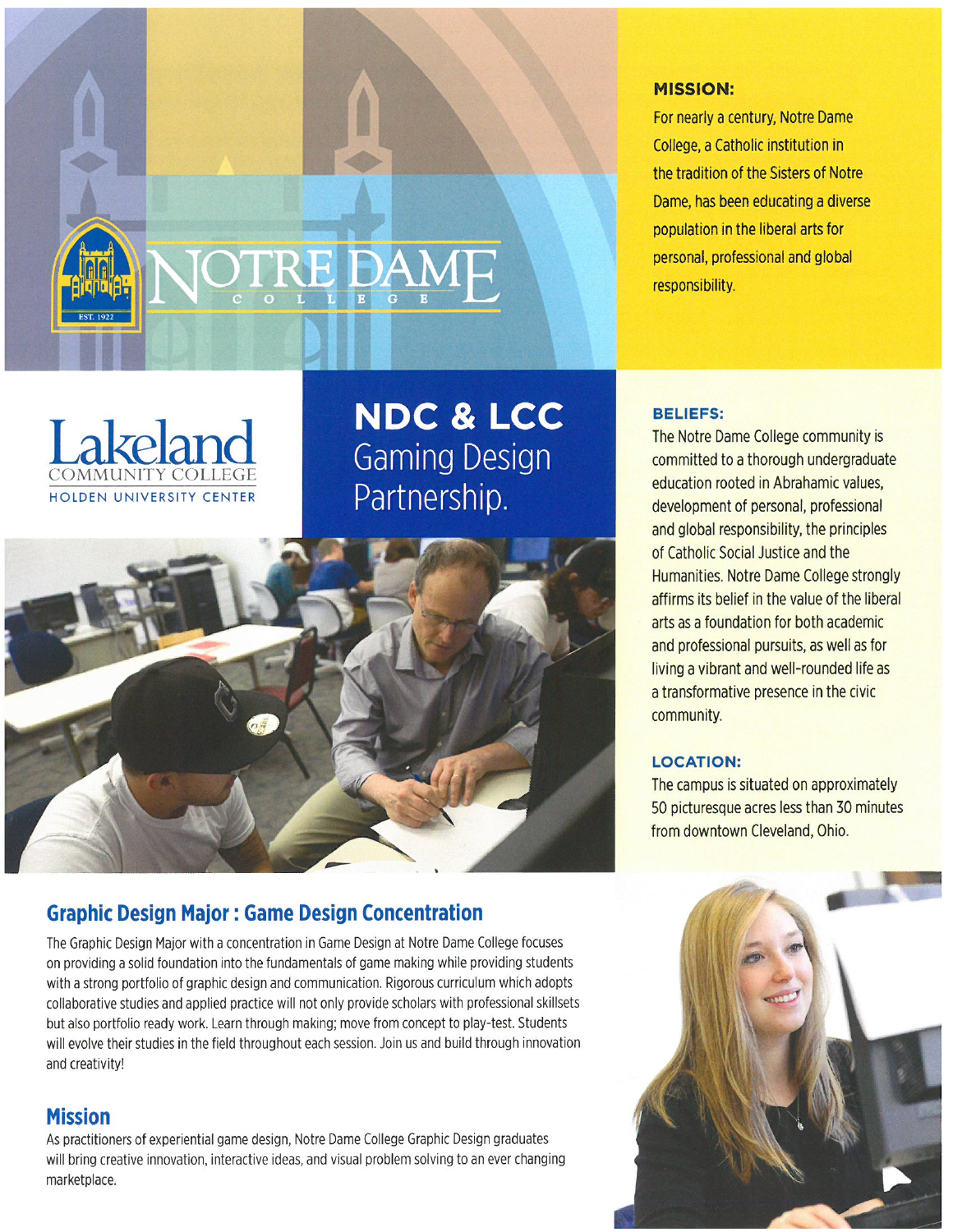NOTRE DAME COLLEGE

EST. 1922

Lakeland COMMUNITY COLLEGE

HOLDEN UNIVERSITY CENTER

# NDC & LCC Gaming Design Partnership.

### MISSION:

For nearly a century, Notre Dame College, a Catholic institution in the tradition of the Sisters of Notre Dame, has been educating a diverse population in the liberal arts for personal, professional and global responsibility.

### BELIEFS:

The Notre Dame College community is committed to a thorough undergraduate education rooted in Abrahamic values, development of personal, professional and global responsibility, the principles of Catholic Social Justice and the Humanities. Notre Dame College strongly affirms its belief in the value of the liberal arts as a foundation for both academic and professional pursuits, as well as for living a vibrant and well-rounded life as a transformative presence in the civic community.

### LOCATION:

The campus is situated on approximately 50 picturesque acres less than 30 minutes from downtown Cleveland, Ohio.

## Graphic Design Major : Game Design Concentration

The Graphic Design Major with a concentration in Game Design at Notre Dame College focuses on providing a solid foundation into the fundamentals of game making while providing students with a strong portfolio of graphic design and communication. Rigorous curriculum which adopts collaborative studies and applied practice will not only provide scholars with professional skillsets but also portfolio ready work. Learn through making; move from concept to play-test. Students will evolve their studies in the field throughout each session. Join us and build through innovation and creativity!

## Mission

As practitioners of experiential game design, Notre Dame College Graphic Design graduates will bring creative innovation, interactive ideas, and visual problem solving to an ever changing marketplace.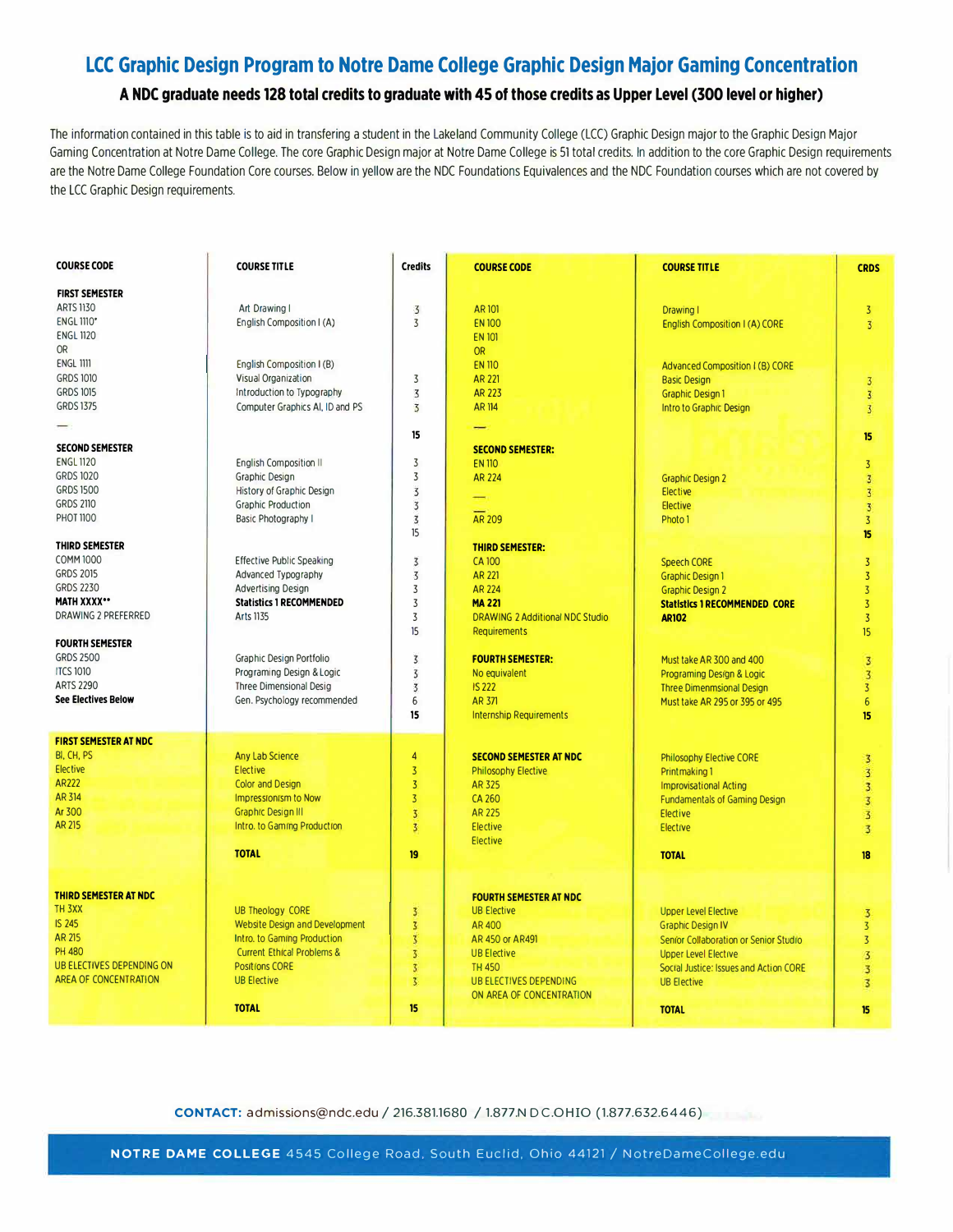# LCC Graphic Design Program to Notre Dame College Graphic Design Major Gaming Concentration

## A NDC graduate needs 128 total credits to graduate with 45 of those credits as Upper Level (300 level or higher)

The information contained in this table is to aid in transfering a student in the Lakeland Community College (LCC) Graphic Design major to the Graphic Design Major Gaming Concentration at Notre Dame College. The core Graphic Design major at Notre Dame College is 51 total credits. In addition to the core Graphic Design requirements are the Notre Dame College Foundation Core courses. Below in yellow are the NDC Foundations Equivalences and the NDC Foundation courses which are not covered by the LCC Graphic Design requirements.

| COURSE CODE | COURSE TITLE | Credits | COURSE CODE | COURSE TITLE | CRDS |
|---|---|---|---|---|---|
| **FIRST SEMESTER** | | | | | |
| ARTS 1130 | Art Drawing I | 3 | AR 101 | Drawing I | 3 |
| ENGL 1110* | English Composition I (A) | 3 | EN 100 | English Composition I (A) CORE | 3 |
| ENGL 1120 | | | EN 101 | | |
| OR | | | OR | | |
| ENGL 1111 | English Composition I (B) | | EN 110 | Advanced Composition I (B) CORE | |
| GRDS 1010 | Visual Organization | 3 | AR 221 | Basic Design | 3 |
| GRDS 1015 | Introduction to Typography | 3 | AR 223 | Graphic Design 1 | 3 |
| GRDS 1375 | Computer Graphics AI, ID and PS | 3 | AR 114 | Intro to Graphic Design | 3 |
| — | | 15 | — | | 15 |
| **SECOND SEMESTER** | | | **SECOND SEMESTER:** | | |
| ENGL 1120 | English Composition II | 3 | EN 110 | | 3 |
| GRDS 1020 | Graphic Design | 3 | AR 224 | Graphic Design 2 | 3 |
| GRDS 1500 | History of Graphic Design | 3 | — | Elective | 3 |
| GRDS 2110 | Graphic Production | 3 | — | Elective | 3 |
| PHOT 1100 | Basic Photography I | 3 | AR 209 | Photo 1 | 3 |
| | | 15 | | | 15 |
| **THIRD SEMESTER** | | | **THIRD SEMESTER:** | | |
| COMM 1000 | Effective Public Speaking | 3 | CA 100 | Speech CORE | 3 |
| GRDS 2015 | Advanced Typography | 3 | AR 221 | Graphic Design 1 | 3 |
| GRDS 2230 | Advertising Design | 3 | AR 224 | Graphic Design 2 | 3 |
| **MATH XXXX\*\*** | **Statistics 1 RECOMMENDED** | 3 | **MA 221** | **Statistics 1 RECOMMENDED CORE** | 3 |
| DRAWING 2 PREFERRED | Arts 1135 | 3 | DRAWING 2 Additional NDC Studio Requirements | **AR102** | 3 |
| | | 15 | | | 15 |
| **FOURTH SEMESTER** | | | **FOURTH SEMESTER:** | | |
| GRDS 2500 | Graphic Design Portfolio | 3 | No equivalent | Must take AR 300 and 400 | 3 |
| ITCS 1010 | Programing Design & Logic | 3 | IS 222 | Programing Design & Logic | 3 |
| ARTS 2290 | Three Dimensional Desig | 3 | AR 371 | Three Dimenmsional Design | 3 |
| **See Electives Below** | Gen. Psychology recommended | 6 | Internship Requirements | Must take AR 295 or 395 or 495 | 6 |
| | | 15 | | | 15 |
| **FIRST SEMESTER AT NDC** | | | **SECOND SEMESTER AT NDC** | | |
| BI, CH, PS | Any Lab Science | 4 | Philosophy Elective | Philosophy Elective CORE | 3 |
| Elective | Elective | 3 | AR 325 | Printmaking 1 | 3 |
| AR222 | Color and Design | 3 | CA 260 | Improvisational Acting | 3 |
| AR 314 | Impressionism to Now | 3 | AR 225 | Fundamentals of Gaming Design | 3 |
| Ar 300 | Graphic Design III | 3 | Elective | Elective | 3 |
| AR 215 | Intro. to Gaming Production | 3 | Elective | Elective | 3 |
| | **TOTAL** | 19 | | **TOTAL** | 18 |
| **THIRD SEMESTER AT NDC** | | | **FOURTH SEMESTER AT NDC** | | |
| TH 3XX | UB Theology CORE | 3 | UB Elective | Upper Level Elective | 3 |
| IS 245 | Website Design and Development | 3 | AR 400 | Graphic Design IV | 3 |
| AR 215 | Intro. to Gaming Production | 3 | AR 450 or AR491 | Senior Collaboration or Senior Studio | 3 |
| PH 480 | Current Ethical Problems & Positions CORE | 3 | UB Elective | Upper Level Elective | 3 |
| UB ELECTIVES DEPENDING ON AREA OF CONCENTRATION | UB Elective | 3 | TH 450 | Social Justice: Issues and Action CORE | 3 |
| | | 3 | UB ELECTIVES DEPENDING ON AREA OF CONCENTRATION | UB Elective | 3 |
| | **TOTAL** | 15 | | **TOTAL** | 15 |

**CONTACT:** admissions@ndc.edu / 216.381.1680 / 1.877.N D C.OHIO (1.877.632.6446)

**NOTRE DAME COLLEGE** 4545 College Road, South Euclid, Ohio 44121 / NotreDameCollege.edu